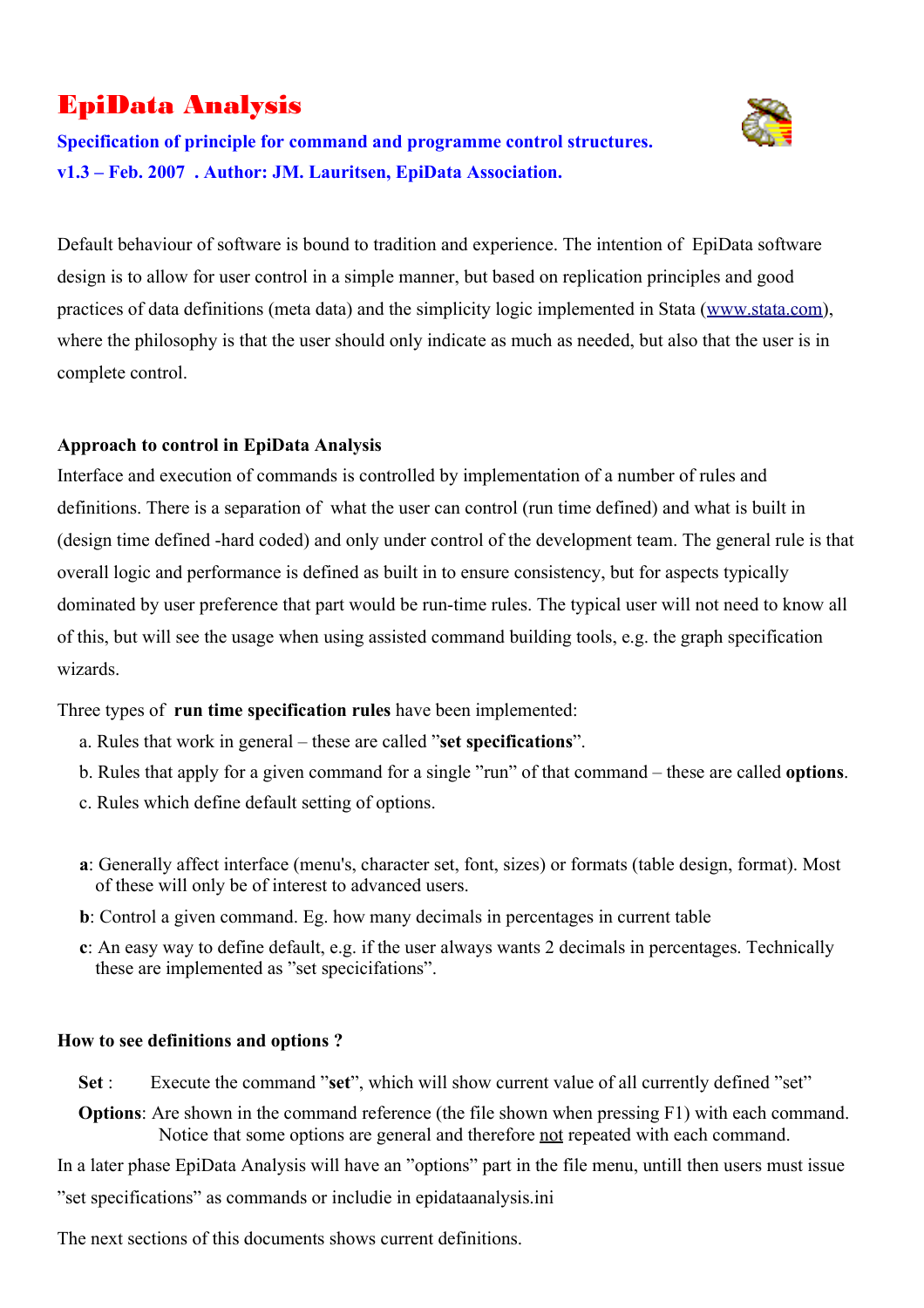# EpiData Analysis

**Specification of principle for command and programme control structures.**

**v1.3 – Feb. 2007 . Author: JM. Lauritsen, EpiData Association.**

Default behaviour of software is bound to tradition and experience. The intention of EpiData software design is to allow for user control in a simple manner, but based on replication principles and good practices of data definitions (meta data) and the simplicity logic implemented in Stata (www.stata.com), where the philosophy is that the user should only indicate as much as needed, but also that the user is in complete control.

### Approach to control in EpiData Analysis

Interface and execution of commands is controlled by implementation of a number of rules and definitions. There is a separation of what the user can control (run time defined) and what is built in (design time defined -hard coded) and only under control of the development team. The general rule is that overall logic and performance is defined as built in to ensure consistency, but for aspects typically dominated by user preference that part would be run-time rules. The typical user will not need to know all of this, but will see the usage when using assisted command building tools, e.g. the graph specification wizards.

Three types of **run time specification rules** have been implemented:

a. Rules that work in general – these are called ”**set specifications**”.
b. Rules that apply for a given command for a single ”run” of that command – these are called **options**.
c. Rules which define default setting of options.

**a**: Generally affect interface (menu's, character set, font, sizes) or formats (table design, format). Most of these will only be of interest to advanced users.

**b**: Control a given command. Eg. how many decimals in percentages in current table

**c**: An easy way to define default, e.g. if the user always wants 2 decimals in percentages. Technically these are implemented as ”set specicifations”.

### How to see definitions and options ?

**Set** : Execute the command ”**set**”, which will show current value of all currently defined ”set”

**Options**: Are shown in the command reference (the file shown when pressing F1) with each command. Notice that some options are general and therefore <u>not</u> repeated with each command.

In a later phase EpiData Analysis will have an ”options” part in the file menu, untill then users must issue ”set specifications” as commands or includie in epidataanalysis.ini

The next sections of this documents shows current definitions.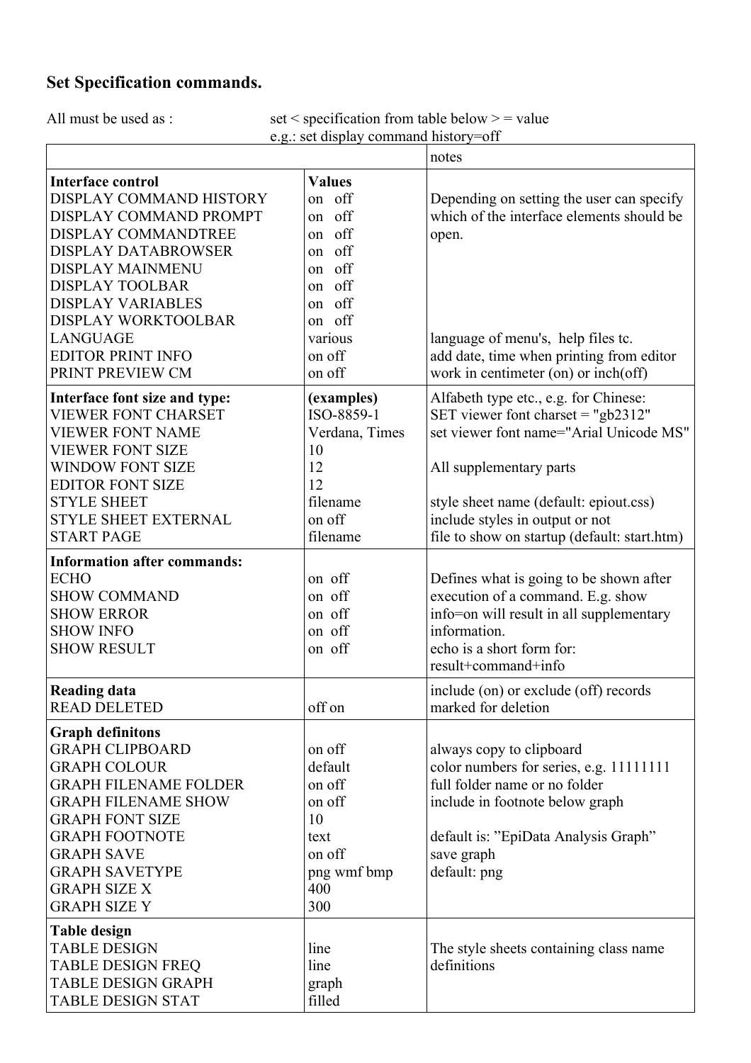## Set Specification commands.

All must be used as : set < specification from table below > = value
e.g.: set display command history=off

| | | notes |
|---|---|---|
| **Interface control** | **Values** | |
| DISPLAY COMMAND HISTORY | on off | Depending on setting the user can specify |
| DISPLAY COMMAND PROMPT | on off | which of the interface elements should be |
| DISPLAY COMMANDTREE | on off | open. |
| DISPLAY DATABROWSER | on off | |
| DISPLAY MAINMENU | on off | |
| DISPLAY TOOLBAR | on off | |
| DISPLAY VARIABLES | on off | |
| DISPLAY WORKTOOLBAR | on off | |
| LANGUAGE | various | language of menu's, help files tc. |
| EDITOR PRINT INFO | on off | add date, time when printing from editor |
| PRINT PREVIEW CM | on off | work in centimeter (on) or inch(off) |
| **Interface font size and type:** | **(examples)** | Alfabeth type etc., e.g. for Chinese: |
| VIEWER FONT CHARSET | ISO-8859-1 | SET viewer font charset = "gb2312" |
| VIEWER FONT NAME | Verdana, Times | set viewer font name="Arial Unicode MS" |
| VIEWER FONT SIZE | 10 | |
| WINDOW FONT SIZE | 12 | All supplementary parts |
| EDITOR FONT SIZE | 12 | |
| STYLE SHEET | filename | style sheet name (default: epiout.css) |
| STYLE SHEET EXTERNAL | on off | include styles in output or not |
| START PAGE | filename | file to show on startup (default: start.htm) |
| **Information after commands:** | | |
| ECHO | on off | Defines what is going to be shown after |
| SHOW COMMAND | on off | execution of a command. E.g. show |
| SHOW ERROR | on off | info=on will result in all supplementary |
| SHOW INFO | on off | information. |
| SHOW RESULT | on off | echo is a short form for: result+command+info |
| **Reading data** | | include (on) or exclude (off) records |
| READ DELETED | off on | marked for deletion |
| **Graph definitons** | | |
| GRAPH CLIPBOARD | on off | always copy to clipboard |
| GRAPH COLOUR | default | color numbers for series, e.g. 11111111 |
| GRAPH FILENAME FOLDER | on off | full folder name or no folder |
| GRAPH FILENAME SHOW | on off | include in footnote below graph |
| GRAPH FONT SIZE | 10 | |
| GRAPH FOOTNOTE | text | default is: "EpiData Analysis Graph" |
| GRAPH SAVE | on off | save graph |
| GRAPH SAVETYPE | png wmf bmp | default: png |
| GRAPH SIZE X | 400 | |
| GRAPH SIZE Y | 300 | |
| **Table design** | | |
| TABLE DESIGN | line | The style sheets containing class name |
| TABLE DESIGN FREQ | line | definitions |
| TABLE DESIGN GRAPH | graph | |
| TABLE DESIGN STAT | filled | |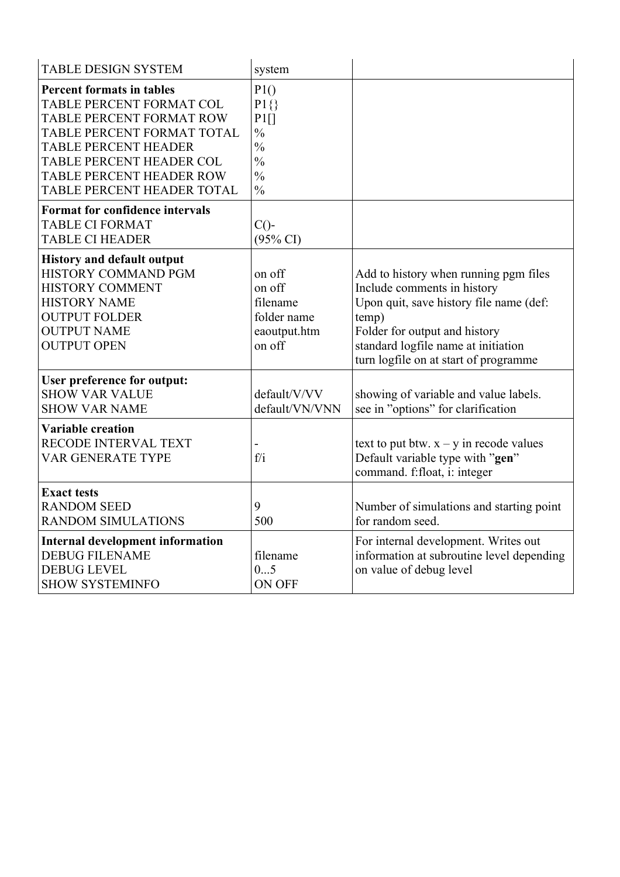| TABLE DESIGN SYSTEM | system | |
|---|---|---|
| **Percent formats in tables**<br>TABLE PERCENT FORMAT COL<br>TABLE PERCENT FORMAT ROW<br>TABLE PERCENT FORMAT TOTAL<br>TABLE PERCENT HEADER<br>TABLE PERCENT HEADER COL<br>TABLE PERCENT HEADER ROW<br>TABLE PERCENT HEADER TOTAL | P1()<br>P1{}<br>P1[]<br>%<br>%<br>%<br>%<br>% | |
| **Format for confidence intervals**<br>TABLE CI FORMAT<br>TABLE CI HEADER | <br>C()-<br>(95% CI) | |
| **History and default output**<br>HISTORY COMMAND PGM<br>HISTORY COMMENT<br>HISTORY NAME<br>OUTPUT FOLDER<br>OUTPUT NAME<br>OUTPUT OPEN | <br>on off<br>on off<br>filename<br>folder name<br>eaoutput.htm<br>on off | <br>Add to history when running pgm files<br>Include comments in history<br>Upon quit, save history file name (def: temp)<br>Folder for output and history<br>standard logfile name at initiation<br>turn logfile on at start of programme |
| **User preference for output:**<br>SHOW VAR VALUE<br>SHOW VAR NAME | <br>default/V/VV<br>default/VN/VNN | <br>showing of variable and value labels.<br>see in "options" for clarification |
| **Variable creation**<br>RECODE INTERVAL TEXT<br>VAR GENERATE TYPE | <br>-<br>f/i | <br>text to put btw. x – y in recode values<br>Default variable type with "**gen**" command. f:float, i: integer |
| **Exact tests**<br>RANDOM SEED<br>RANDOM SIMULATIONS | <br>9<br>500 | <br>Number of simulations and starting point for random seed. |
| **Internal development information**<br>DEBUG FILENAME<br>DEBUG LEVEL<br>SHOW SYSTEMINFO | <br>filename<br>0...5<br>ON OFF | For internal development. Writes out information at subroutine level depending on value of debug level |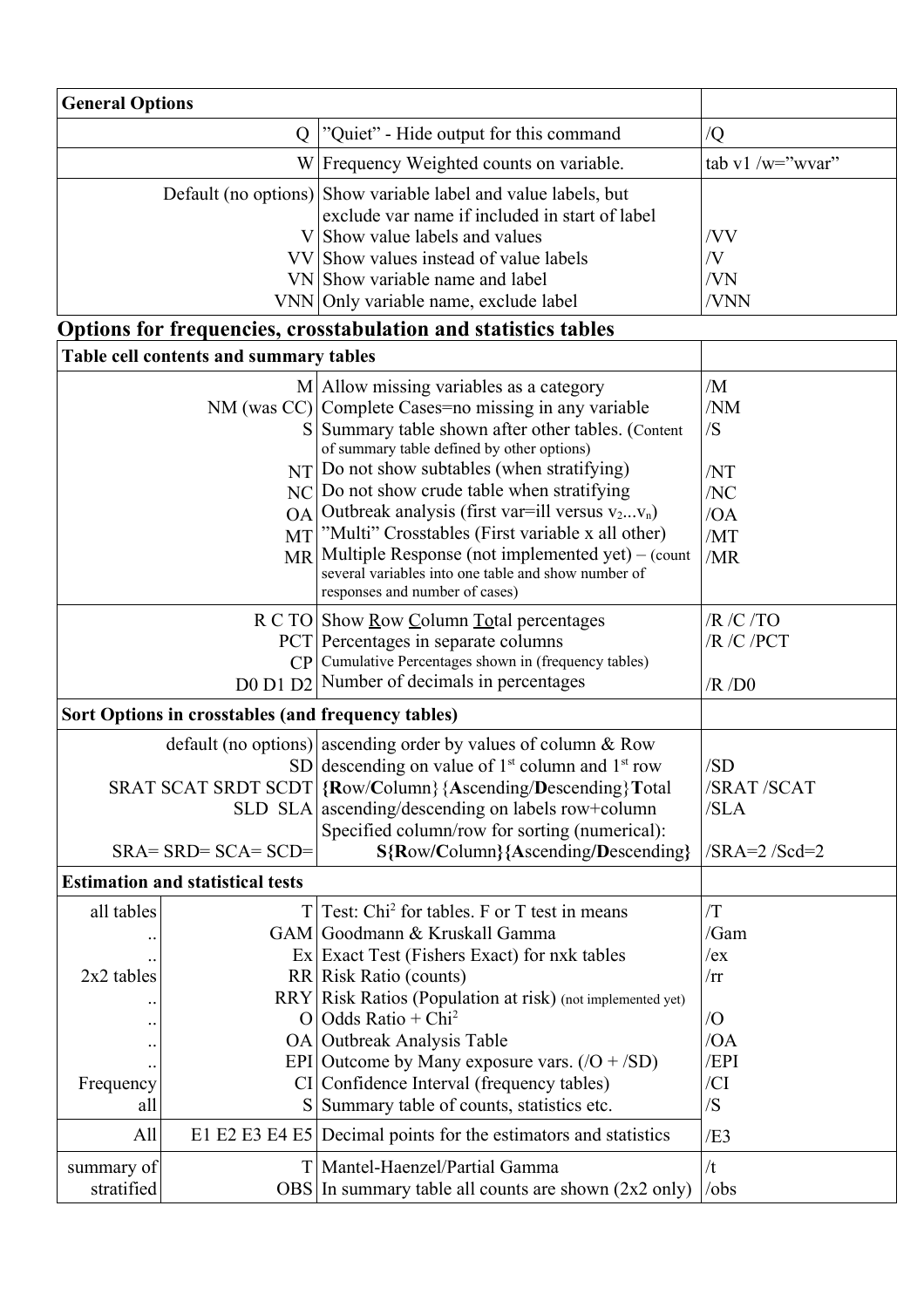| General Options | | |
|---|---|---|
| Q | "Quiet" - Hide output for this command | /Q |
| W | Frequency Weighted counts on variable. | tab v1 /w="wvar" |
| Default (no options) | Show variable label and value labels, but exclude var name if included in start of label | |
| V | Show value labels and values | /VV |
| VV | Show values instead of value labels | /V |
| VN | Show variable name and label | /VN |
| VNN | Only variable name, exclude label | /VNN |

## Options for frequencies, crosstabulation and statistics tables

| Table cell contents and summary tables | | |
|---|---|---|
| M | Allow missing variables as a category | /M |
| NM (was CC) | Complete Cases=no missing in any variable | /NM |
| S | Summary table shown after other tables. (Content of summary table defined by other options) | /S |
| NT | Do not show subtables (when stratifying) | /NT |
| NC | Do not show crude table when stratifying | /NC |
| OA | Outbreak analysis (first var=ill versus $v_2 ... v_n$) | /OA |
| MT | "Multi" Crosstables (First variable x all other) | /MT |
| MR | Multiple Response (not implemented yet) – (count several variables into one table and show number of responses and number of cases) | /MR |
| R C TO | Show **R**ow **C**olumn **To**tal percentages | /R /C /TO |
| PCT | Percentages in separate columns | /R /C /PCT |
| CP | Cumulative Percentages shown in (frequency tables) | |
| D0 D1 D2 | Number of decimals in percentages | /R /D0 |

| Sort Options in crosstables (and frequency tables) | | |
|---|---|---|
| default (no options) | ascending order by values of column & Row | |
| SD | descending on value of 1st column and 1st row | /SD |
| SRAT SCAT SRDT SCDT | {**R**ow/**C**olumn}{**A**scending/**D**escending}**T**otal | /SRAT /SCAT |
| SLD SLA | ascending/descending on labels row+column | /SLA |
| SRA= SRD= SCA= SCD= | Specified column/row for sorting (numerical): **S{R**ow/**C**olumn**}{A**scending/**D**escending**}** | /SRA=2 /Scd=2 |

| Estimation and statistical tests | | | |
|---|---|---|---|
| all tables | T | Test: $Chi^2$ for tables. F or T test in means | /T |
| .. | GAM | Goodmann & Kruskall Gamma | /Gam |
| .. | Ex | Exact Test (Fishers Exact) for nxk tables | /ex |
| 2x2 tables | RR | Risk Ratio (counts) | /rr |
| .. | RRY | Risk Ratios (Population at risk) (not implemented yet) | |
| .. | O | Odds Ratio + $Chi^2$ | /O |
| .. | OA | Outbreak Analysis Table | /OA |
| .. | EPI | Outcome by Many exposure vars. (/O + /SD) | /EPI |
| Frequency | CI | Confidence Interval (frequency tables) | /CI |
| all | S | Summary table of counts, statistics etc. | /S |
| All | E1 E2 E3 E4 E5 | Decimal points for the estimators and statistics | /E3 |
| summary of stratified | T | Mantel-Haenzel/Partial Gamma | /t |
| | OBS | In summary table all counts are shown (2x2 only) | /obs |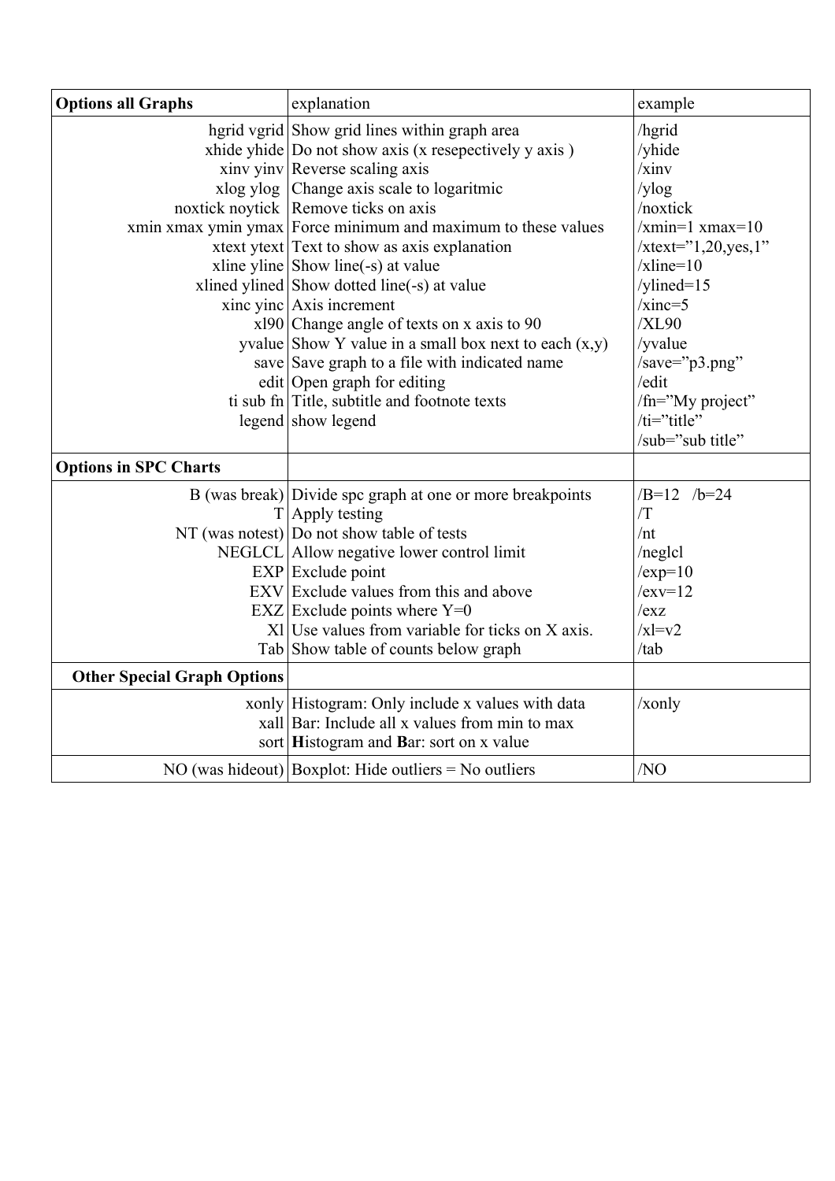| Options all Graphs | explanation | example |
|---|---|---|
| hgrid vgrid | Show grid lines within graph area | /hgrid |
| xhide yhide | Do not show axis (x resepectively y axis ) | /yhide |
| xinv yinv | Reverse scaling axis | /xinv |
| xlog ylog | Change axis scale to logaritmic | /ylog |
| noxtick noytick | Remove ticks on axis | /noxtick |
| xmin xmax ymin ymax | Force minimum and maximum to these values | /xmin=1 xmax=10 |
| xtext ytext | Text to show as axis explanation | /xtext="1,20,yes,1" |
| xline yline | Show line(-s) at value | /xline=10 |
| xlined ylined | Show dotted line(-s) at value | /ylined=15 |
| xinc yinc | Axis increment | /xinc=5 |
| xl90 | Change angle of texts on x axis to 90 | /XL90 |
| yvalue | Show Y value in a small box next to each (x,y) | /yvalue |
| save | Save graph to a file with indicated name | /save="p3.png" |
| edit | Open graph for editing | /edit |
| ti sub fn | Title, subtitle and footnote texts | /fn="My project" |
| legend | show legend | /ti="title" |
| | | /sub="sub title" |
| **Options in SPC Charts** | | |
| B (was break) | Divide spc graph at one or more breakpoints | /B=12 /b=24 |
| T | Apply testing | /T |
| NT (was notest) | Do not show table of tests | /nt |
| NEGLCL | Allow negative lower control limit | /neglcl |
| EXP | Exclude point | /exp=10 |
| EXV | Exclude values from this and above | /exv=12 |
| EXZ | Exclude points where Y=0 | /exz |
| Xl | Use values from variable for ticks on X axis. | /xl=v2 |
| Tab | Show table of counts below graph | /tab |
| **Other Special Graph Options** | | |
| xonly | Histogram: Only include x values with data | /xonly |
| xall | Bar: Include all x values from min to max | |
| sort | **H**istogram and **B**ar: sort on x value | |
| NO (was hideout) | Boxplot: Hide outliers = No outliers | /NO |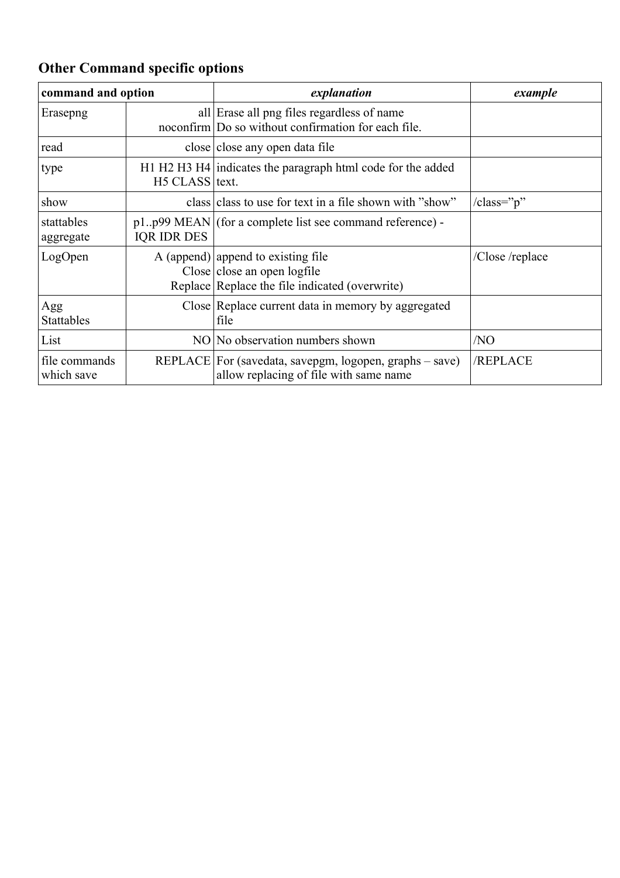### Other Command specific options

| **command and option** | | ***explanation*** | ***example*** |
|---|---|---|---|
| Erasepng | all<br>noconfirm | Erase all png files regardless of name<br>Do so without confirmation for each file. | |
| read | close | close any open data file | |
| type | H1 H2 H3 H4 H5 CLASS | indicates the paragraph html code for the added text. | |
| show | class | class to use for text in a file shown with "show" | /class="p" |
| stattables aggregate | p1..p99 MEAN IQR IDR DES | (for a complete list see command reference) - | |
| LogOpen | A (append)<br>Close<br>Replace | append to existing file<br>close an open logfile<br>Replace the file indicated (overwrite) | /Close /replace |
| Agg Stattables | Close | Replace current data in memory by aggregated file | |
| List | NO | No observation numbers shown | /NO |
| file commands which save | REPLACE | For (savedata, savepgm, logopen, graphs – save) allow replacing of file with same name | /REPLACE |